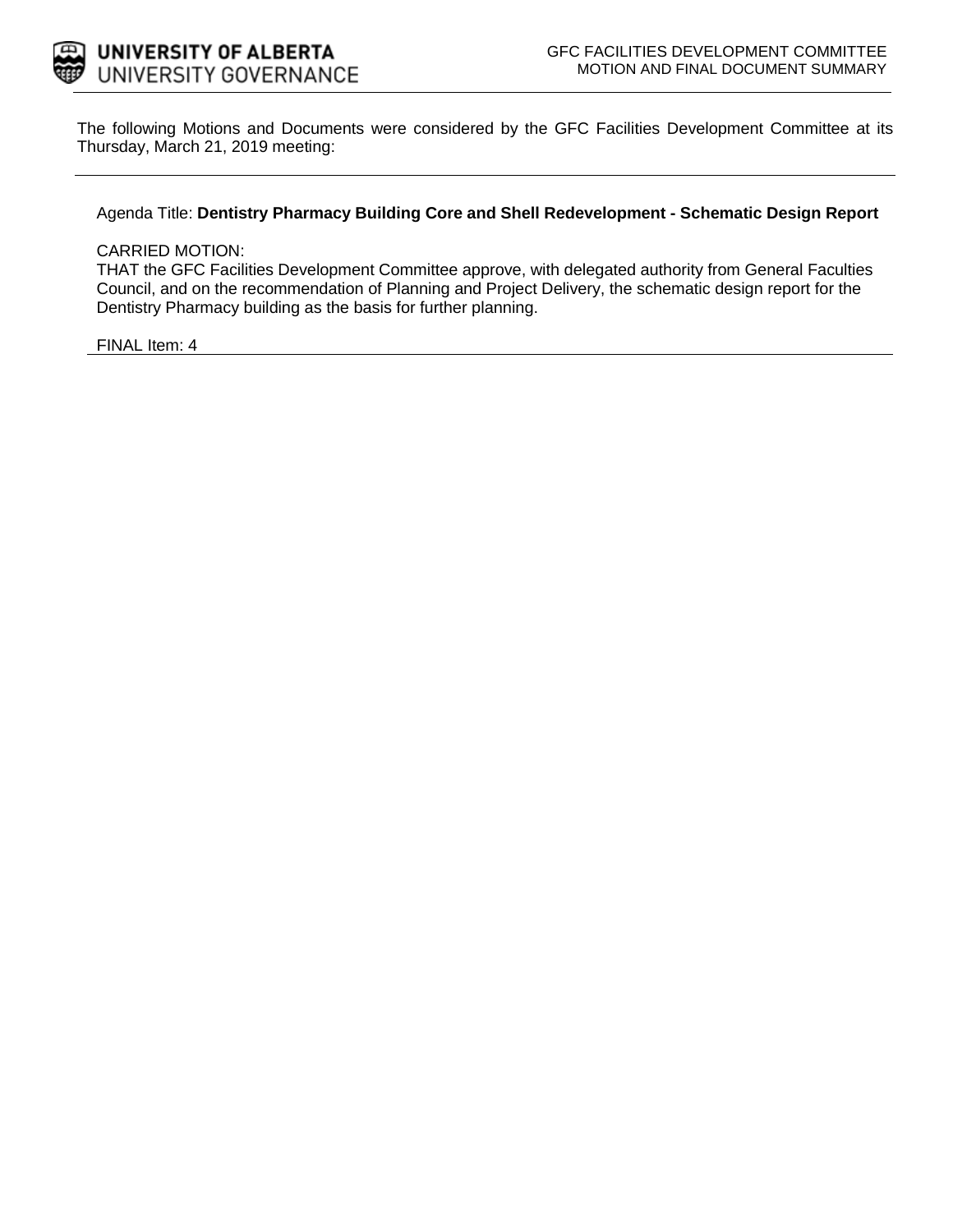UNIVERSITY OF ALBERTA
UNIVERSITY GOVERNANCE

GFC FACILITIES DEVELOPMENT COMMITTEE
MOTION AND FINAL DOCUMENT SUMMARY

The following Motions and Documents were considered by the GFC Facilities Development Committee at its Thursday, March 21, 2019 meeting:

---

Agenda Title: **Dentistry Pharmacy Building Core and Shell Redevelopment - Schematic Design Report**

CARRIED MOTION:
THAT the GFC Facilities Development Committee approve, with delegated authority from General Faculties Council, and on the recommendation of Planning and Project Delivery, the schematic design report for the Dentistry Pharmacy building as the basis for further planning.

FINAL Item: 4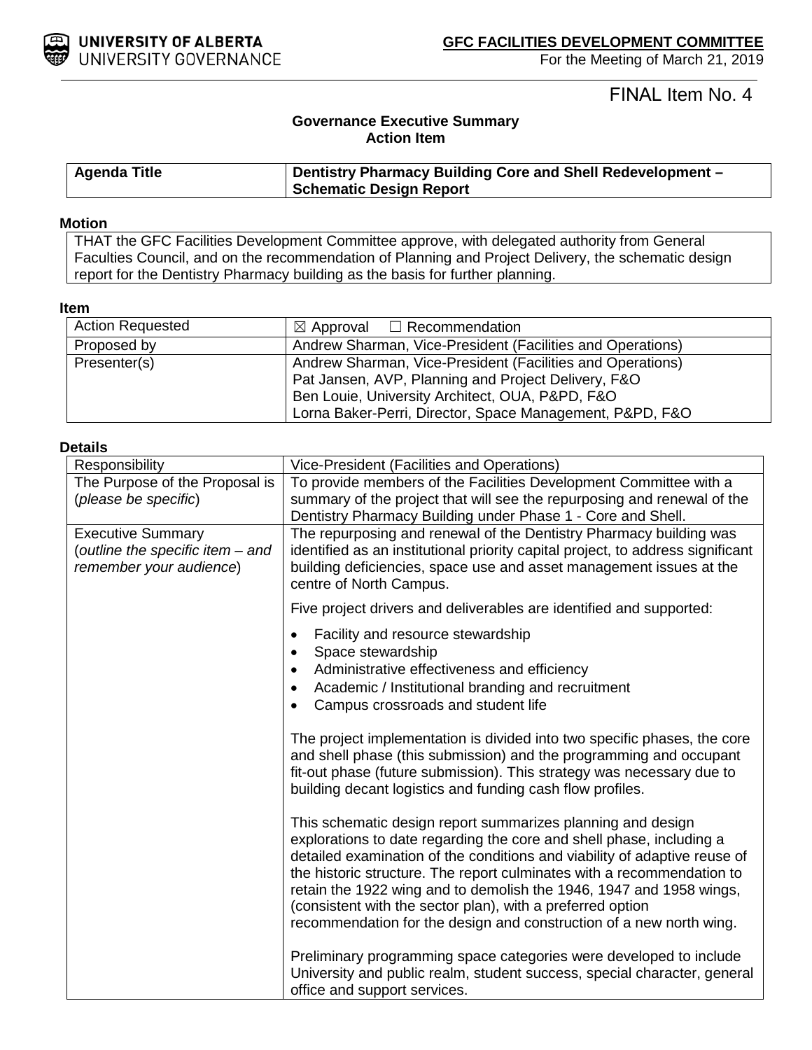**GFC FACILITIES DEVELOPMENT COMMITTEE**
For the Meeting of March 21, 2019

FINAL Item No. 4

**Governance Executive Summary**
**Action Item**

| **Agenda Title** | **Dentistry Pharmacy Building Core and Shell Redevelopment – Schematic Design Report** |
|---|---|

**Motion**

THAT the GFC Facilities Development Committee approve, with delegated authority from General Faculties Council, and on the recommendation of Planning and Project Delivery, the schematic design report for the Dentistry Pharmacy building as the basis for further planning.

**Item**

| | |
|---|---|
| Action Requested | ☒ Approval ☐ Recommendation |
| Proposed by | Andrew Sharman, Vice-President (Facilities and Operations) |
| Presenter(s) | Andrew Sharman, Vice-President (Facilities and Operations)<br>Pat Jansen, AVP, Planning and Project Delivery, F&O<br>Ben Louie, University Architect, OUA, P&PD, F&O<br>Lorna Baker-Perri, Director, Space Management, P&PD, F&O |

**Details**

| | |
|---|---|
| Responsibility | Vice-President (Facilities and Operations) |
| The Purpose of the Proposal is (*please be specific*) | To provide members of the Facilities Development Committee with a summary of the project that will see the repurposing and renewal of the Dentistry Pharmacy Building under Phase 1 - Core and Shell. |
| Executive Summary (*outline the specific item – and remember your audience*) | The repurposing and renewal of the Dentistry Pharmacy building was identified as an institutional priority capital project, to address significant building deficiencies, space use and asset management issues at the centre of North Campus.<br><br>Five project drivers and deliverables are identified and supported:<br>• Facility and resource stewardship<br>• Space stewardship<br>• Administrative effectiveness and efficiency<br>• Academic / Institutional branding and recruitment<br>• Campus crossroads and student life<br><br>The project implementation is divided into two specific phases, the core and shell phase (this submission) and the programming and occupant fit-out phase (future submission). This strategy was necessary due to building decant logistics and funding cash flow profiles.<br><br>This schematic design report summarizes planning and design explorations to date regarding the core and shell phase, including a detailed examination of the conditions and viability of adaptive reuse of the historic structure. The report culminates with a recommendation to retain the 1922 wing and to demolish the 1946, 1947 and 1958 wings, (consistent with the sector plan), with a preferred option recommendation for the design and construction of a new north wing.<br><br>Preliminary programming space categories were developed to include University and public realm, student success, special character, general office and support services. |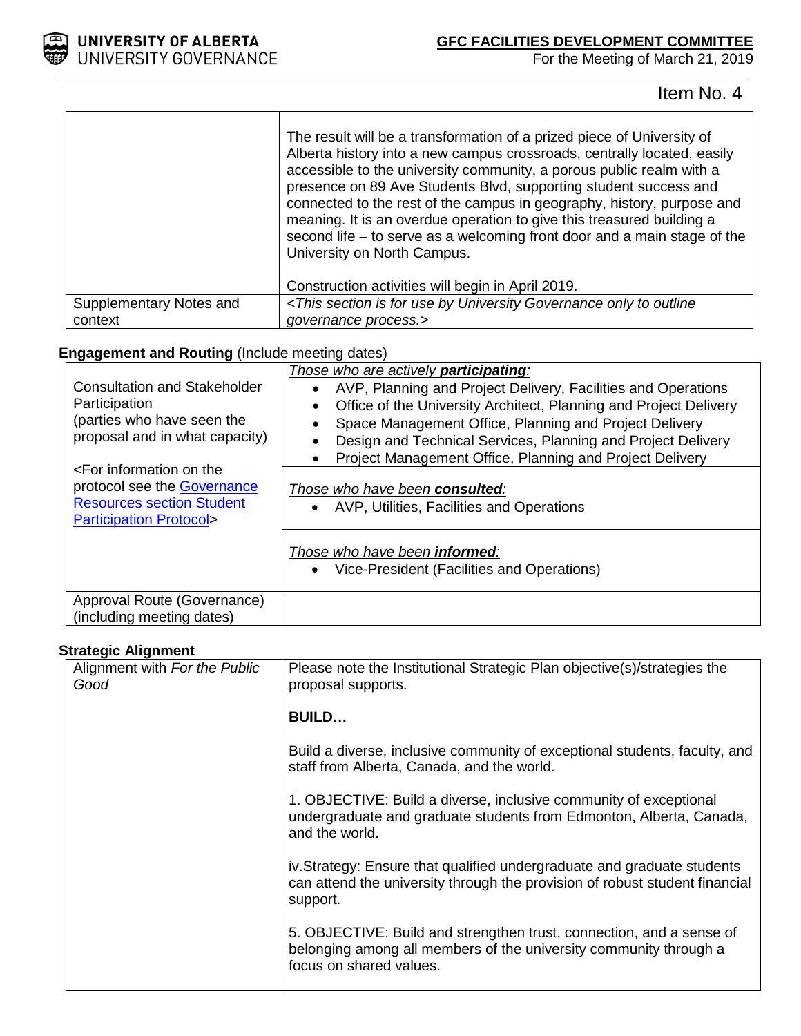Item No. 4

| | |
|---|---|
| | The result will be a transformation of a prized piece of University of Alberta history into a new campus crossroads, centrally located, easily accessible to the university community, a porous public realm with a presence on 89 Ave Students Blvd, supporting student success and connected to the rest of the campus in geography, history, purpose and meaning. It is an overdue operation to give this treasured building a second life – to serve as a welcoming front door and a main stage of the University on North Campus.<br><br>Construction activities will begin in April 2019. |
| Supplementary Notes and context | *<This section is for use by University Governance only to outline governance process.>* |

**Engagement and Routing** (Include meeting dates)

| | |
|---|---|
| Consultation and Stakeholder Participation (parties who have seen the proposal and in what capacity)<br><br><For information on the protocol see the [Governance Resources section Student Participation Protocol](#)> | *Those who are actively **participating**:*<br>• AVP, Planning and Project Delivery, Facilities and Operations<br>• Office of the University Architect, Planning and Project Delivery<br>• Space Management Office, Planning and Project Delivery<br>• Design and Technical Services, Planning and Project Delivery<br>• Project Management Office, Planning and Project Delivery |
| | *Those who have been **consulted**:*<br>• AVP, Utilities, Facilities and Operations |
| | *Those who have been **informed**:*<br>• Vice-President (Facilities and Operations) |
| Approval Route (Governance) (including meeting dates) | |

**Strategic Alignment**

| | |
|---|---|
| Alignment with *For the Public Good* | Please note the Institutional Strategic Plan objective(s)/strategies the proposal supports.<br><br>**BUILD…**<br><br>Build a diverse, inclusive community of exceptional students, faculty, and staff from Alberta, Canada, and the world.<br><br>1. OBJECTIVE: Build a diverse, inclusive community of exceptional undergraduate and graduate students from Edmonton, Alberta, Canada, and the world.<br><br>iv.Strategy: Ensure that qualified undergraduate and graduate students can attend the university through the provision of robust student financial support.<br><br>5. OBJECTIVE: Build and strengthen trust, connection, and a sense of belonging among all members of the university community through a focus on shared values. |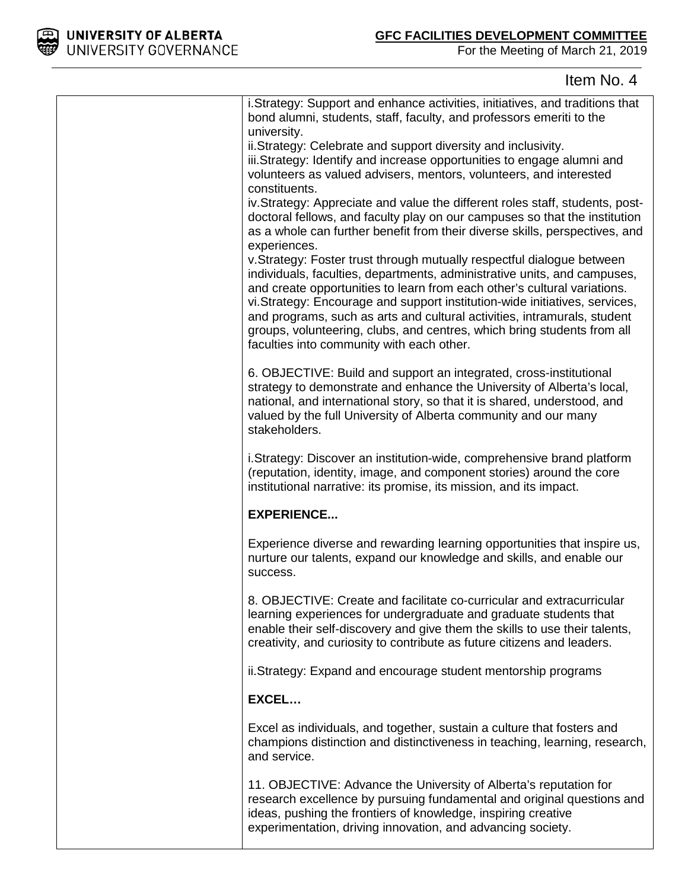Item No. 4

| | |
|---|---|
| | i.Strategy: Support and enhance activities, initiatives, and traditions that bond alumni, students, staff, faculty, and professors emeriti to the university.<br>ii.Strategy: Celebrate and support diversity and inclusivity.<br>iii.Strategy: Identify and increase opportunities to engage alumni and volunteers as valued advisers, mentors, volunteers, and interested constituents.<br>iv.Strategy: Appreciate and value the different roles staff, students, post-doctoral fellows, and faculty play on our campuses so that the institution as a whole can further benefit from their diverse skills, perspectives, and experiences.<br>v.Strategy: Foster trust through mutually respectful dialogue between individuals, faculties, departments, administrative units, and campuses, and create opportunities to learn from each other's cultural variations.<br>vi.Strategy: Encourage and support institution-wide initiatives, services, and programs, such as arts and cultural activities, intramurals, student groups, volunteering, clubs, and centres, which bring students from all faculties into community with each other.<br><br>6. OBJECTIVE: Build and support an integrated, cross-institutional strategy to demonstrate and enhance the University of Alberta's local, national, and international story, so that it is shared, understood, and valued by the full University of Alberta community and our many stakeholders.<br><br>i.Strategy: Discover an institution-wide, comprehensive brand platform (reputation, identity, image, and component stories) around the core institutional narrative: its promise, its mission, and its impact.<br><br>**EXPERIENCE...**<br><br>Experience diverse and rewarding learning opportunities that inspire us, nurture our talents, expand our knowledge and skills, and enable our success.<br><br>8. OBJECTIVE: Create and facilitate co-curricular and extracurricular learning experiences for undergraduate and graduate students that enable their self-discovery and give them the skills to use their talents, creativity, and curiosity to contribute as future citizens and leaders.<br><br>ii.Strategy: Expand and encourage student mentorship programs<br><br>**EXCEL…**<br><br>Excel as individuals, and together, sustain a culture that fosters and champions distinction and distinctiveness in teaching, learning, research, and service.<br><br>11. OBJECTIVE: Advance the University of Alberta's reputation for research excellence by pursuing fundamental and original questions and ideas, pushing the frontiers of knowledge, inspiring creative experimentation, driving innovation, and advancing society. |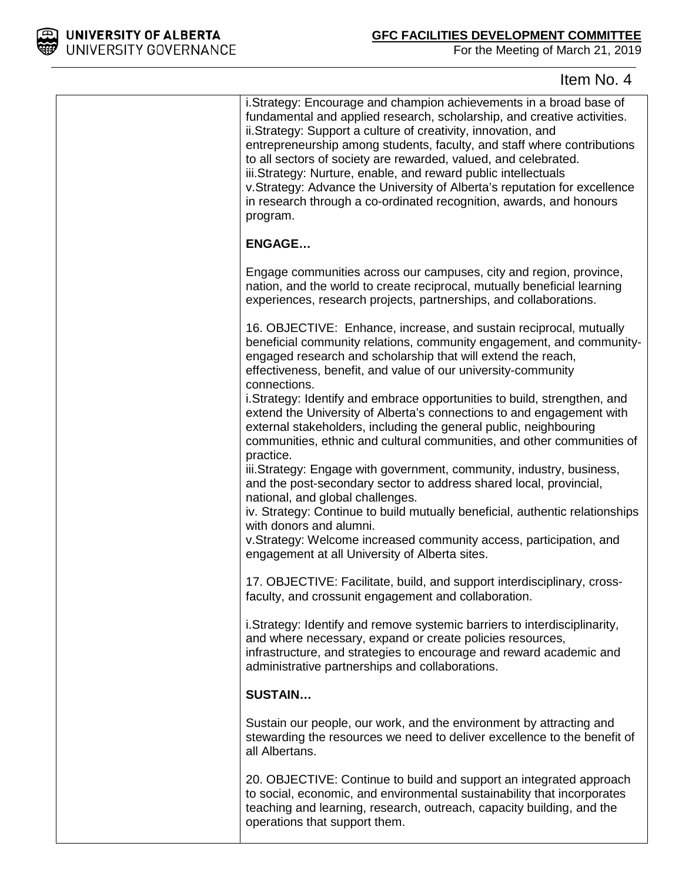Item No. 4

| | |
|---|---|
| | i.Strategy: Encourage and champion achievements in a broad base of fundamental and applied research, scholarship, and creative activities.<br>ii.Strategy: Support a culture of creativity, innovation, and entrepreneurship among students, faculty, and staff where contributions to all sectors of society are rewarded, valued, and celebrated.<br>iii.Strategy: Nurture, enable, and reward public intellectuals<br>v.Strategy: Advance the University of Alberta's reputation for excellence in research through a co-ordinated recognition, awards, and honours program.<br><br>**ENGAGE…**<br><br>Engage communities across our campuses, city and region, province, nation, and the world to create reciprocal, mutually beneficial learning experiences, research projects, partnerships, and collaborations.<br><br>16. OBJECTIVE: Enhance, increase, and sustain reciprocal, mutually beneficial community relations, community engagement, and community-engaged research and scholarship that will extend the reach, effectiveness, benefit, and value of our university-community connections.<br>i.Strategy: Identify and embrace opportunities to build, strengthen, and extend the University of Alberta's connections to and engagement with external stakeholders, including the general public, neighbouring communities, ethnic and cultural communities, and other communities of practice.<br>iii.Strategy: Engage with government, community, industry, business, and the post-secondary sector to address shared local, provincial, national, and global challenges.<br>iv. Strategy: Continue to build mutually beneficial, authentic relationships with donors and alumni.<br>v.Strategy: Welcome increased community access, participation, and engagement at all University of Alberta sites.<br><br>17. OBJECTIVE: Facilitate, build, and support interdisciplinary, cross-faculty, and crossunit engagement and collaboration.<br><br>i.Strategy: Identify and remove systemic barriers to interdisciplinarity, and where necessary, expand or create policies resources, infrastructure, and strategies to encourage and reward academic and administrative partnerships and collaborations.<br><br>**SUSTAIN…**<br><br>Sustain our people, our work, and the environment by attracting and stewarding the resources we need to deliver excellence to the benefit of all Albertans.<br><br>20. OBJECTIVE: Continue to build and support an integrated approach to social, economic, and environmental sustainability that incorporates teaching and learning, research, outreach, capacity building, and the operations that support them. |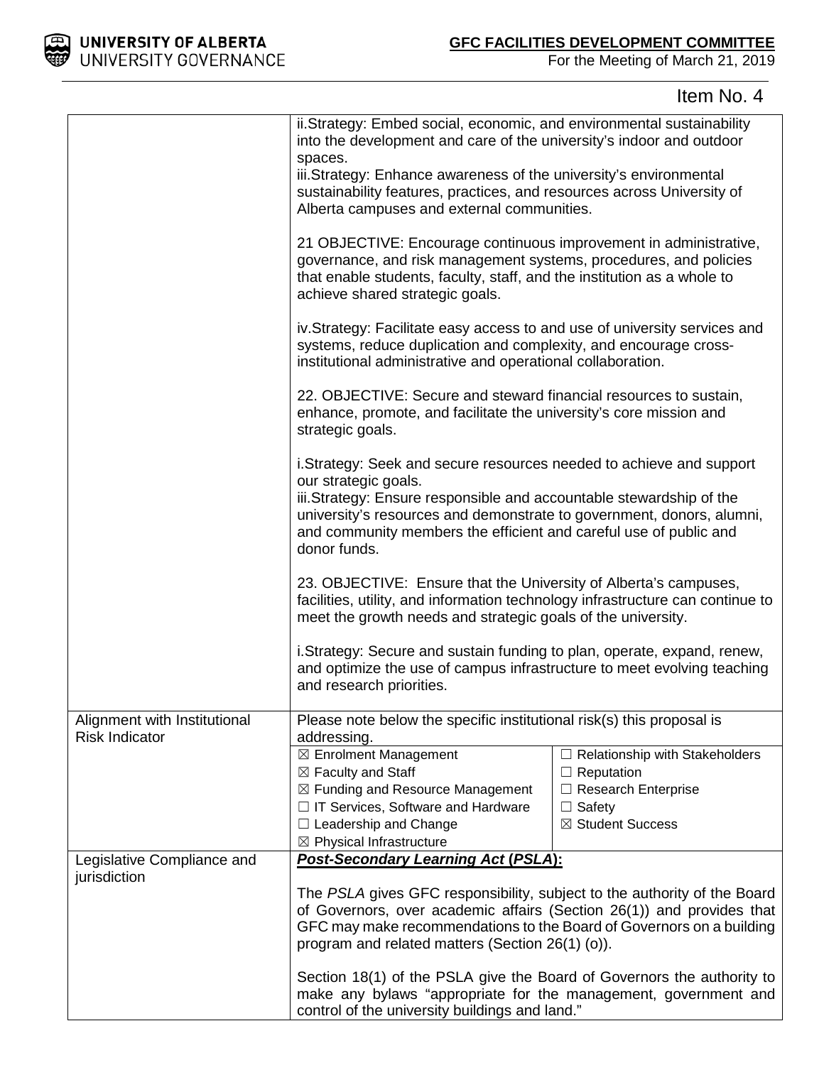Item No. 4

| | |
|---|---|
| | ii.Strategy: Embed social, economic, and environmental sustainability into the development and care of the university's indoor and outdoor spaces.<br>iii.Strategy: Enhance awareness of the university's environmental sustainability features, practices, and resources across University of Alberta campuses and external communities.<br><br>21 OBJECTIVE: Encourage continuous improvement in administrative, governance, and risk management systems, procedures, and policies that enable students, faculty, staff, and the institution as a whole to achieve shared strategic goals.<br><br>iv.Strategy: Facilitate easy access to and use of university services and systems, reduce duplication and complexity, and encourage cross-institutional administrative and operational collaboration.<br><br>22. OBJECTIVE: Secure and steward financial resources to sustain, enhance, promote, and facilitate the university's core mission and strategic goals.<br><br>i.Strategy: Seek and secure resources needed to achieve and support our strategic goals.<br>iii.Strategy: Ensure responsible and accountable stewardship of the university's resources and demonstrate to government, donors, alumni, and community members the efficient and careful use of public and donor funds.<br><br>23. OBJECTIVE: Ensure that the University of Alberta's campuses, facilities, utility, and information technology infrastructure can continue to meet the growth needs and strategic goals of the university.<br><br>i.Strategy: Secure and sustain funding to plan, operate, expand, renew, and optimize the use of campus infrastructure to meet evolving teaching and research priorities. |
| Alignment with Institutional Risk Indicator | Please note below the specific institutional risk(s) this proposal is addressing.<br>☒ Enrolment Management<br>☒ Faculty and Staff<br>☒ Funding and Resource Management<br>☐ IT Services, Software and Hardware<br>☐ Leadership and Change<br>☒ Physical Infrastructure<br>☐ Relationship with Stakeholders<br>☐ Reputation<br>☐ Research Enterprise<br>☐ Safety<br>☒ Student Success |
| Legislative Compliance and jurisdiction | ***Post-Secondary Learning Act* (*PSLA*):**<br><br>The *PSLA* gives GFC responsibility, subject to the authority of the Board of Governors, over academic affairs (Section 26(1)) and provides that GFC may make recommendations to the Board of Governors on a building program and related matters (Section 26(1) (o)).<br><br>Section 18(1) of the PSLA give the Board of Governors the authority to make any bylaws "appropriate for the management, government and control of the university buildings and land." |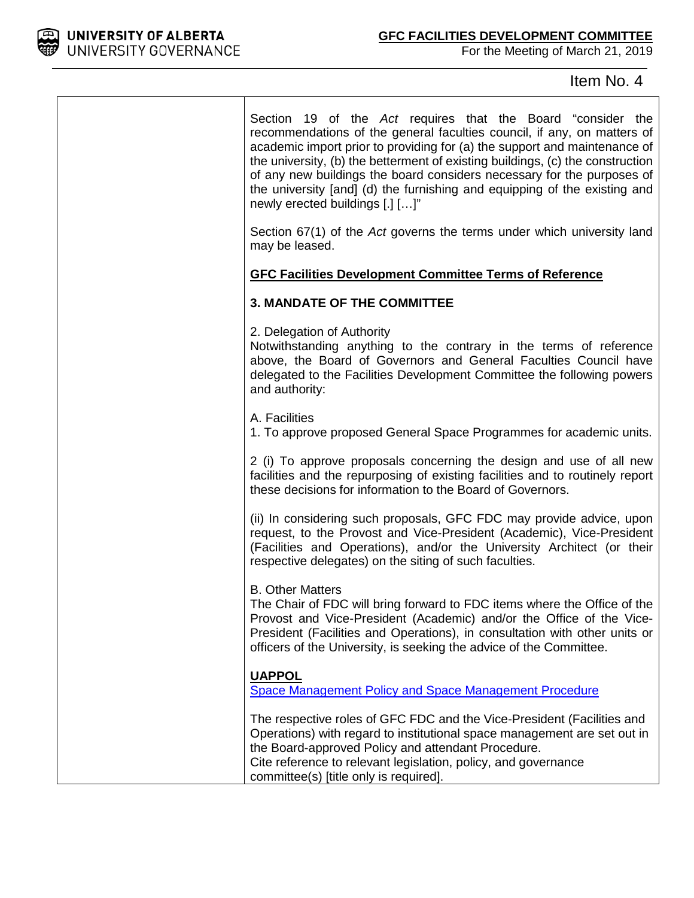Item No. 4

Section 19 of the *Act* requires that the Board "consider the recommendations of the general faculties council, if any, on matters of academic import prior to providing for (a) the support and maintenance of the university, (b) the betterment of existing buildings, (c) the construction of any new buildings the board considers necessary for the purposes of the university [and] (d) the furnishing and equipping of the existing and newly erected buildings [.] […]"

Section 67(1) of the *Act* governs the terms under which university land may be leased.

**GFC Facilities Development Committee Terms of Reference**

**3. MANDATE OF THE COMMITTEE**

2. Delegation of Authority
Notwithstanding anything to the contrary in the terms of reference above, the Board of Governors and General Faculties Council have delegated to the Facilities Development Committee the following powers and authority:

A. Facilities
1. To approve proposed General Space Programmes for academic units.

2 (i) To approve proposals concerning the design and use of all new facilities and the repurposing of existing facilities and to routinely report these decisions for information to the Board of Governors.

(ii) In considering such proposals, GFC FDC may provide advice, upon request, to the Provost and Vice-President (Academic), Vice-President (Facilities and Operations), and/or the University Architect (or their respective delegates) on the siting of such faculties.

B. Other Matters
The Chair of FDC will bring forward to FDC items where the Office of the Provost and Vice-President (Academic) and/or the Office of the Vice-President (Facilities and Operations), in consultation with other units or officers of the University, is seeking the advice of the Committee.

**UAPPOL**
Space Management Policy and Space Management Procedure

The respective roles of GFC FDC and the Vice-President (Facilities and Operations) with regard to institutional space management are set out in the Board-approved Policy and attendant Procedure.
Cite reference to relevant legislation, policy, and governance committee(s) [title only is required].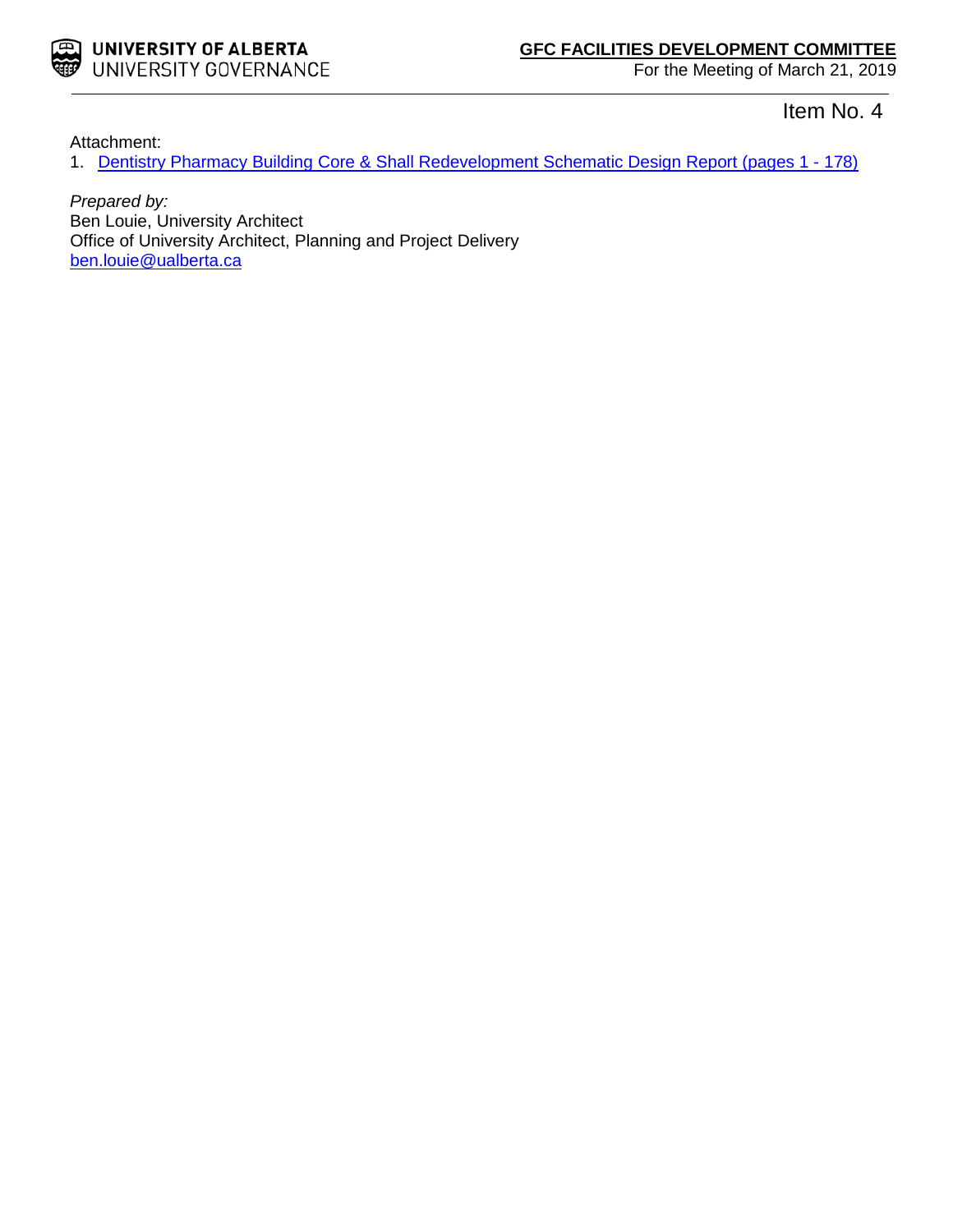Item No. 4

Attachment:

1. [Dentistry Pharmacy Building Core & Shall Redevelopment Schematic Design Report (pages 1 - 178)]

*Prepared by:*
Ben Louie, University Architect
Office of University Architect, Planning and Project Delivery
ben.louie@ualberta.ca